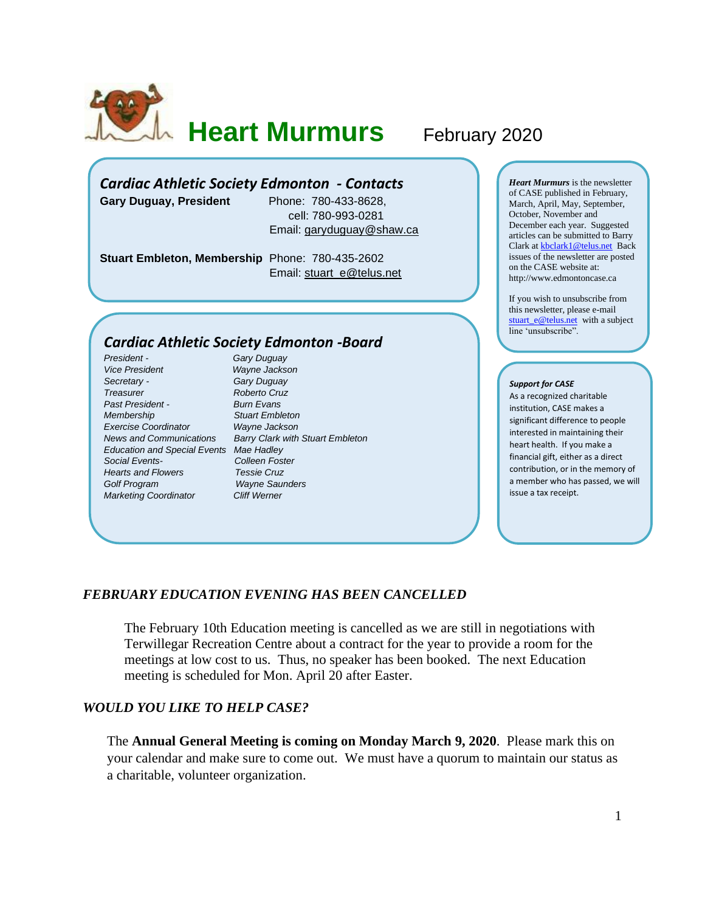# Heart Murmurs

February 2020

## Cardiac Athletic Society Edmonton - Contacts

**Gary Duguay, President** Phone: 780-433-8628, cell: 780-993-0281
Email: garyduguay@shaw.ca

**Stuart Embleton, Membership** Phone: 780-435-2602
Email: stuart_e@telus.net

## Cardiac Athletic Society Edmonton -Board

| | |
|---|---|
| *President -* | *Gary Duguay* |
| *Vice President* | *Wayne Jackson* |
| *Secretary -* | *Gary Duguay* |
| *Treasurer* | *Roberto Cruz* |
| *Past President -* | *Burn Evans* |
| *Membership* | *Stuart Embleton* |
| *Exercise Coordinator* | *Wayne Jackson* |
| *News and Communications* | *Barry Clark with Stuart Embleton* |
| *Education and Special Events* | *Mae Hadley* |
| *Social Events-* | *Colleen Foster* |
| *Hearts and Flowers* | *Tessie Cruz* |
| *Golf Program* | *Wayne Saunders* |
| *Marketing Coordinator* | *Cliff Werner* |

***Heart Murmurs*** is the newsletter of CASE published in February, March, April, May, September, October, November and December each year. Suggested articles can be submitted to Barry Clark at kbclark1@telus.net Back issues of the newsletter are posted on the CASE website at: http://www.edmontoncase.ca

If you wish to unsubscribe from this newsletter, please e-mail stuart_e@telus.net with a subject line 'unsubscribe".

***Support for CASE***

As a recognized charitable institution, CASE makes a significant difference to people interested in maintaining their heart health. If you make a financial gift, either as a direct contribution, or in the memory of a member who has passed, we will issue a tax receipt.

### *FEBRUARY EDUCATION EVENING HAS BEEN CANCELLED*

The February 10th Education meeting is cancelled as we are still in negotiations with Terwillegar Recreation Centre about a contract for the year to provide a room for the meetings at low cost to us. Thus, no speaker has been booked. The next Education meeting is scheduled for Mon. April 20 after Easter.

### *WOULD YOU LIKE TO HELP CASE?*

The **Annual General Meeting is coming on Monday March 9, 2020**. Please mark this on your calendar and make sure to come out. We must have a quorum to maintain our status as a charitable, volunteer organization.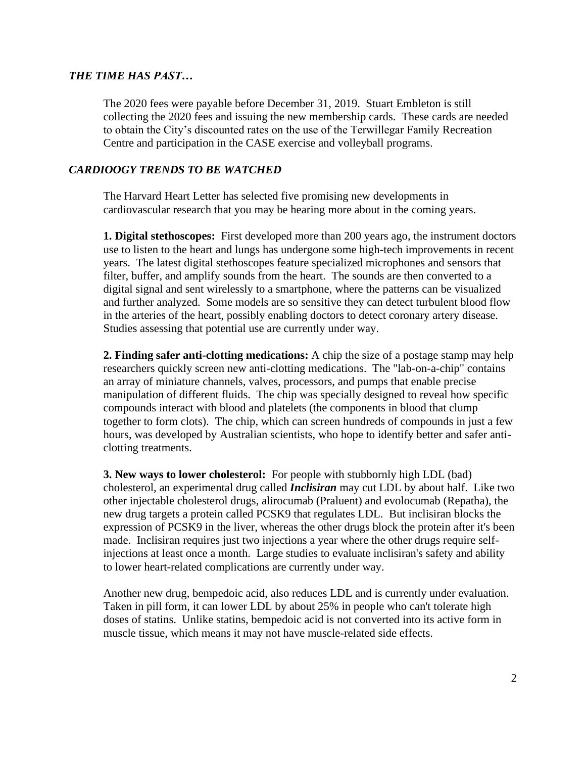## *THE TIME HAS PAST…*

The 2020 fees were payable before December 31, 2019. Stuart Embleton is still collecting the 2020 fees and issuing the new membership cards. These cards are needed to obtain the City's discounted rates on the use of the Terwillegar Family Recreation Centre and participation in the CASE exercise and volleyball programs.

## *CARDIOOGY TRENDS TO BE WATCHED*

The Harvard Heart Letter has selected five promising new developments in cardiovascular research that you may be hearing more about in the coming years.

**1. Digital stethoscopes:** First developed more than 200 years ago, the instrument doctors use to listen to the heart and lungs has undergone some high-tech improvements in recent years. The latest digital stethoscopes feature specialized microphones and sensors that filter, buffer, and amplify sounds from the heart. The sounds are then converted to a digital signal and sent wirelessly to a smartphone, where the patterns can be visualized and further analyzed. Some models are so sensitive they can detect turbulent blood flow in the arteries of the heart, possibly enabling doctors to detect coronary artery disease. Studies assessing that potential use are currently under way.

**2. Finding safer anti-clotting medications:** A chip the size of a postage stamp may help researchers quickly screen new anti-clotting medications. The "lab-on-a-chip" contains an array of miniature channels, valves, processors, and pumps that enable precise manipulation of different fluids. The chip was specially designed to reveal how specific compounds interact with blood and platelets (the components in blood that clump together to form clots). The chip, which can screen hundreds of compounds in just a few hours, was developed by Australian scientists, who hope to identify better and safer anti-clotting treatments.

**3. New ways to lower cholesterol:** For people with stubbornly high LDL (bad) cholesterol, an experimental drug called ***Inclisiran*** may cut LDL by about half. Like two other injectable cholesterol drugs, alirocumab (Praluent) and evolocumab (Repatha), the new drug targets a protein called PCSK9 that regulates LDL. But inclisiran blocks the expression of PCSK9 in the liver, whereas the other drugs block the protein after it's been made. Inclisiran requires just two injections a year where the other drugs require self-injections at least once a month. Large studies to evaluate inclisiran's safety and ability to lower heart-related complications are currently under way.

Another new drug, bempedoic acid, also reduces LDL and is currently under evaluation. Taken in pill form, it can lower LDL by about 25% in people who can't tolerate high doses of statins. Unlike statins, bempedoic acid is not converted into its active form in muscle tissue, which means it may not have muscle-related side effects.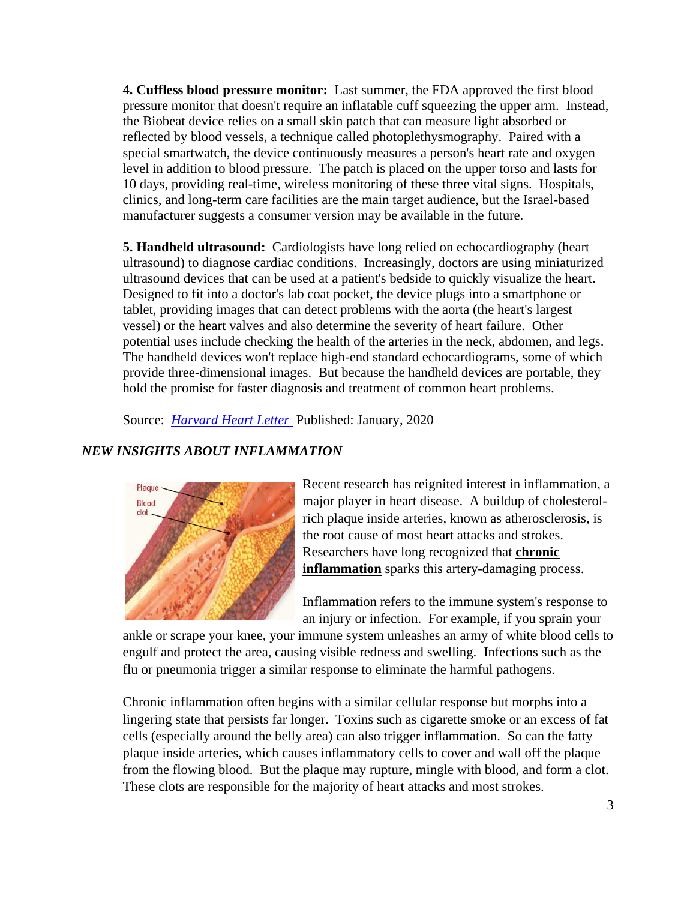**4. Cuffless blood pressure monitor:** Last summer, the FDA approved the first blood pressure monitor that doesn't require an inflatable cuff squeezing the upper arm. Instead, the Biobeat device relies on a small skin patch that can measure light absorbed or reflected by blood vessels, a technique called photoplethysmography. Paired with a special smartwatch, the device continuously measures a person's heart rate and oxygen level in addition to blood pressure. The patch is placed on the upper torso and lasts for 10 days, providing real-time, wireless monitoring of these three vital signs. Hospitals, clinics, and long-term care facilities are the main target audience, but the Israel-based manufacturer suggests a consumer version may be available in the future.

**5. Handheld ultrasound:** Cardiologists have long relied on echocardiography (heart ultrasound) to diagnose cardiac conditions. Increasingly, doctors are using miniaturized ultrasound devices that can be used at a patient's bedside to quickly visualize the heart. Designed to fit into a doctor's lab coat pocket, the device plugs into a smartphone or tablet, providing images that can detect problems with the aorta (the heart's largest vessel) or the heart valves and also determine the severity of heart failure. Other potential uses include checking the health of the arteries in the neck, abdomen, and legs. The handheld devices won't replace high-end standard echocardiograms, some of which provide three-dimensional images. But because the handheld devices are portable, they hold the promise for faster diagnosis and treatment of common heart problems.

Source: *Harvard Heart Letter* Published: January, 2020

### *NEW INSIGHTS ABOUT INFLAMMATION*

Recent research has reignited interest in inflammation, a major player in heart disease. A buildup of cholesterol-rich plaque inside arteries, known as atherosclerosis, is the root cause of most heart attacks and strokes. Researchers have long recognized that **chronic inflammation** sparks this artery-damaging process.

Inflammation refers to the immune system's response to an injury or infection. For example, if you sprain your ankle or scrape your knee, your immune system unleashes an army of white blood cells to engulf and protect the area, causing visible redness and swelling. Infections such as the flu or pneumonia trigger a similar response to eliminate the harmful pathogens.

Chronic inflammation often begins with a similar cellular response but morphs into a lingering state that persists far longer. Toxins such as cigarette smoke or an excess of fat cells (especially around the belly area) can also trigger inflammation. So can the fatty plaque inside arteries, which causes inflammatory cells to cover and wall off the plaque from the flowing blood. But the plaque may rupture, mingle with blood, and form a clot. These clots are responsible for the majority of heart attacks and most strokes.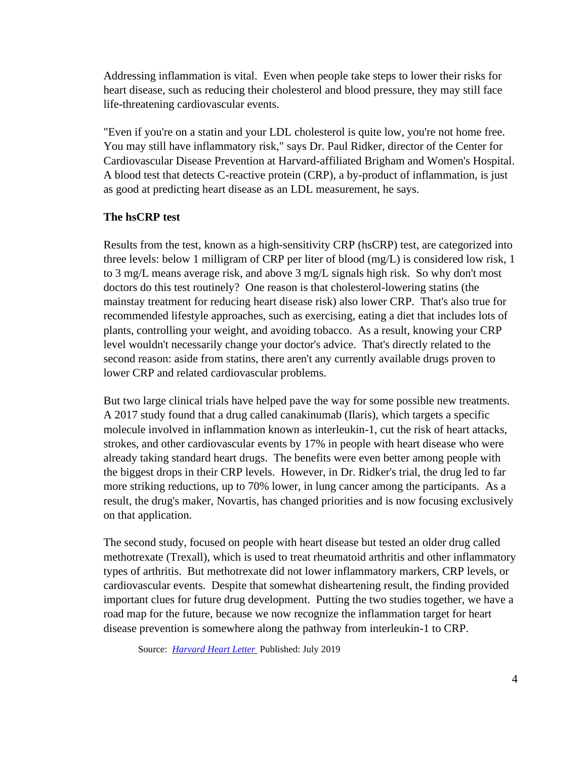Addressing inflammation is vital. Even when people take steps to lower their risks for heart disease, such as reducing their cholesterol and blood pressure, they may still face life-threatening cardiovascular events.

"Even if you're on a statin and your LDL cholesterol is quite low, you're not home free. You may still have inflammatory risk," says Dr. Paul Ridker, director of the Center for Cardiovascular Disease Prevention at Harvard-affiliated Brigham and Women's Hospital. A blood test that detects C-reactive protein (CRP), a by-product of inflammation, is just as good at predicting heart disease as an LDL measurement, he says.

**The hsCRP test**

Results from the test, known as a high-sensitivity CRP (hsCRP) test, are categorized into three levels: below 1 milligram of CRP per liter of blood (mg/L) is considered low risk, 1 to 3 mg/L means average risk, and above 3 mg/L signals high risk. So why don't most doctors do this test routinely? One reason is that cholesterol-lowering statins (the mainstay treatment for reducing heart disease risk) also lower CRP. That's also true for recommended lifestyle approaches, such as exercising, eating a diet that includes lots of plants, controlling your weight, and avoiding tobacco. As a result, knowing your CRP level wouldn't necessarily change your doctor's advice. That's directly related to the second reason: aside from statins, there aren't any currently available drugs proven to lower CRP and related cardiovascular problems.

But two large clinical trials have helped pave the way for some possible new treatments. A 2017 study found that a drug called canakinumab (Ilaris), which targets a specific molecule involved in inflammation known as interleukin-1, cut the risk of heart attacks, strokes, and other cardiovascular events by 17% in people with heart disease who were already taking standard heart drugs. The benefits were even better among people with the biggest drops in their CRP levels. However, in Dr. Ridker's trial, the drug led to far more striking reductions, up to 70% lower, in lung cancer among the participants. As a result, the drug's maker, Novartis, has changed priorities and is now focusing exclusively on that application.

The second study, focused on people with heart disease but tested an older drug called methotrexate (Trexall), which is used to treat rheumatoid arthritis and other inflammatory types of arthritis. But methotrexate did not lower inflammatory markers, CRP levels, or cardiovascular events. Despite that somewhat disheartening result, the finding provided important clues for future drug development. Putting the two studies together, we have a road map for the future, because we now recognize the inflammation target for heart disease prevention is somewhere along the pathway from interleukin-1 to CRP.

Source: *Harvard Heart Letter* Published: July 2019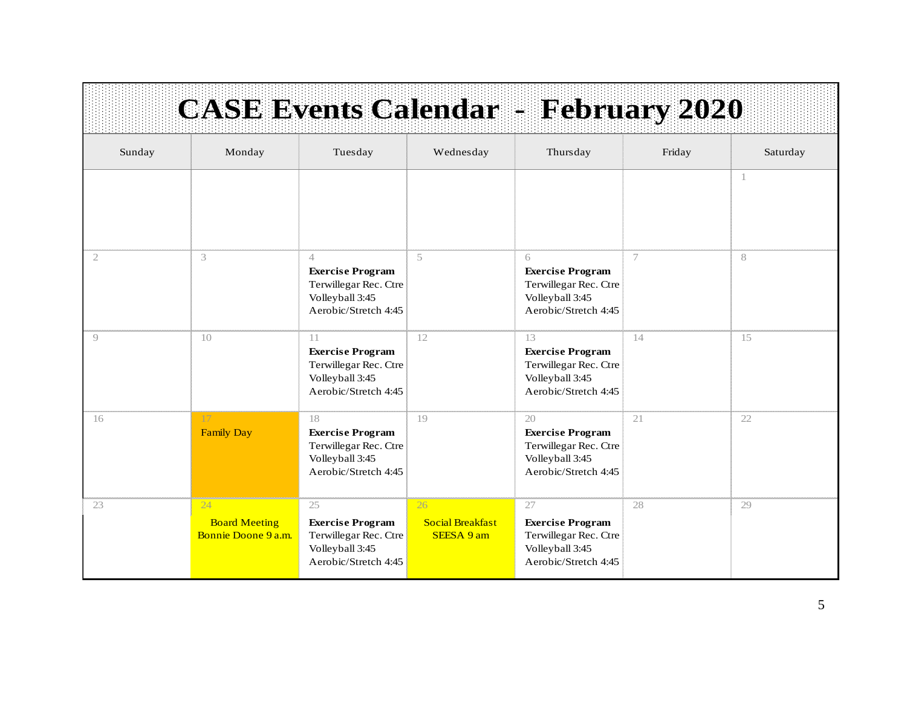# CASE Events Calendar - February 2020

| Sunday | Monday | Tuesday | Wednesday | Thursday | Friday | Saturday |
|---|---|---|---|---|---|---|
| | | | | | | 1 |
| 2 | 3 | 4<br>**Exercise Program**<br>Terwillegar Rec. Ctre<br>Volleyball 3:45<br>Aerobic/Stretch 4:45 | 5 | 6<br>**Exercise Program**<br>Terwillegar Rec. Ctre<br>Volleyball 3:45<br>Aerobic/Stretch 4:45 | 7 | 8 |
| 9 | 10 | 11<br>**Exercise Program**<br>Terwillegar Rec. Ctre<br>Volleyball 3:45<br>Aerobic/Stretch 4:45 | 12 | 13<br>**Exercise Program**<br>Terwillegar Rec. Ctre<br>Volleyball 3:45<br>Aerobic/Stretch 4:45 | 14 | 15 |
| 16 | 17<br>Family Day | 18<br>**Exercise Program**<br>Terwillegar Rec. Ctre<br>Volleyball 3:45<br>Aerobic/Stretch 4:45 | 19 | 20<br>**Exercise Program**<br>Terwillegar Rec. Ctre<br>Volleyball 3:45<br>Aerobic/Stretch 4:45 | 21 | 22 |
| 23 | 24<br>Board Meeting<br>Bonnie Doone 9 a.m. | 25<br>**Exercise Program**<br>Terwillegar Rec. Ctre<br>Volleyball 3:45<br>Aerobic/Stretch 4:45 | 26<br>Social Breakfast<br>SEESA 9 am | 27<br>**Exercise Program**<br>Terwillegar Rec. Ctre<br>Volleyball 3:45<br>Aerobic/Stretch 4:45 | 28 | 29 |